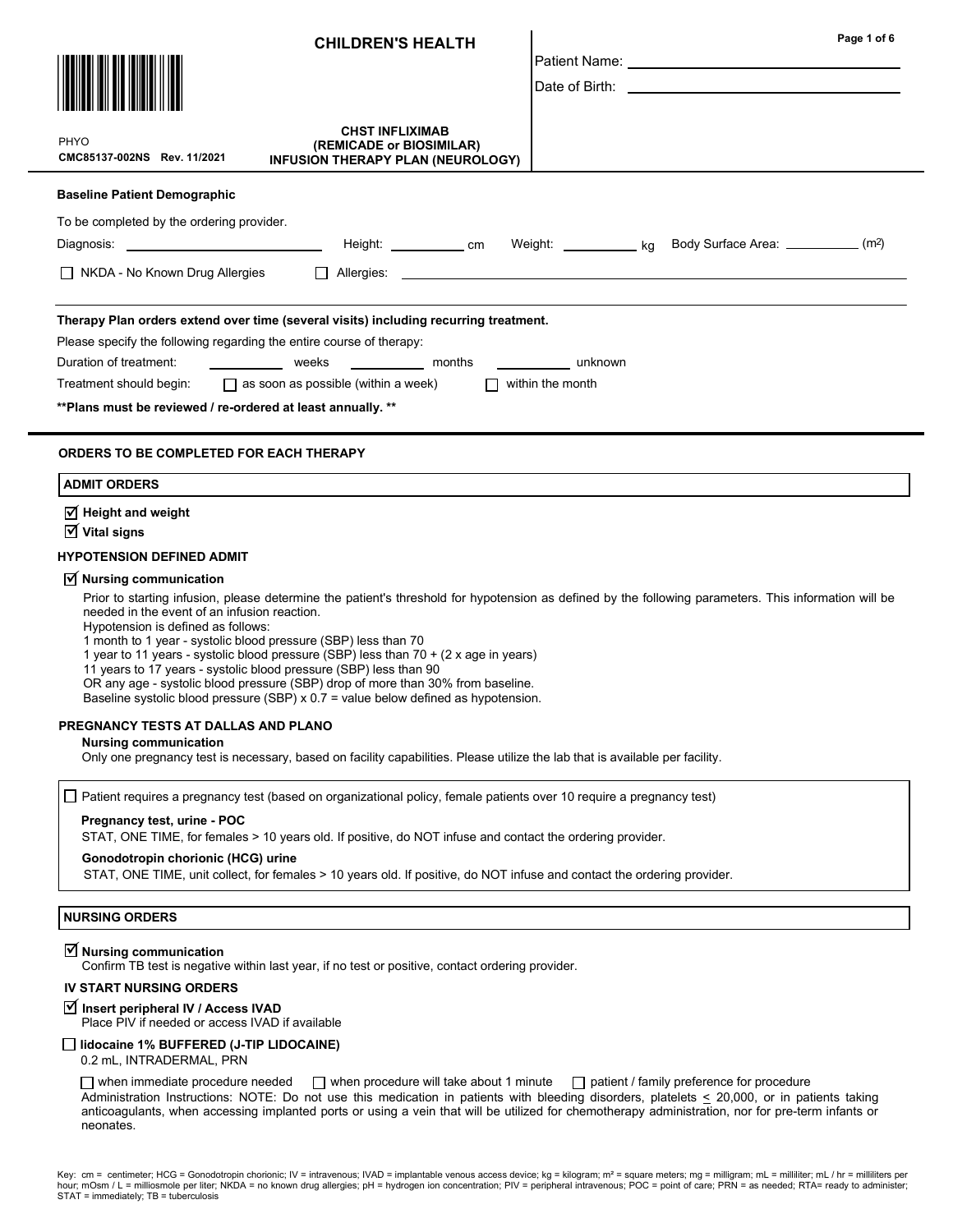# CHILDREN'S HEALTH

PHYO
CMC85137-002NS Rev. 11/2021

**CHST INFLIXIMAB (REMICADE or BIOSIMILAR) INFUSION THERAPY PLAN (NEUROLOGY)**

Patient Name: ______________________

Date of Birth: ______________________

**Baseline Patient Demographic**

To be completed by the ordering provider.

Diagnosis: ______________________ Height: __________ cm Weight: __________ kg Body Surface Area: __________ ($m^2$)

☐ NKDA - No Known Drug Allergies ☐ Allergies: ______________________

**Therapy Plan orders extend over time (several visits) including recurring treatment.**

Please specify the following regarding the entire course of therapy:

Duration of treatment: __________ weeks __________ months __________ unknown

Treatment should begin: ☐ as soon as possible (within a week) ☐ within the month

**Plans must be reviewed / re-ordered at least annually.**

## ORDERS TO BE COMPLETED FOR EACH THERAPY

### ADMIT ORDERS

☑ **Height and weight**

☑ **Vital signs**

### HYPOTENSION DEFINED ADMIT

☑ **Nursing communication**

Prior to starting infusion, please determine the patient's threshold for hypotension as defined by the following parameters. This information will be needed in the event of an infusion reaction.
Hypotension is defined as follows:
1 month to 1 year - systolic blood pressure (SBP) less than 70
1 year to 11 years - systolic blood pressure (SBP) less than 70 + (2 x age in years)
11 years to 17 years - systolic blood pressure (SBP) less than 90
OR any age - systolic blood pressure (SBP) drop of more than 30% from baseline.
Baseline systolic blood pressure (SBP) x 0.7 = value below defined as hypotension.

### PREGNANCY TESTS AT DALLAS AND PLANO

**Nursing communication**
Only one pregnancy test is necessary, based on facility capabilities. Please utilize the lab that is available per facility.

☐ Patient requires a pregnancy test (based on organizational policy, female patients over 10 require a pregnancy test)

**Pregnancy test, urine - POC**
STAT, ONE TIME, for females > 10 years old. If positive, do NOT infuse and contact the ordering provider.

**Gonodotropin chorionic (HCG) urine**
STAT, ONE TIME, unit collect, for females > 10 years old. If positive, do NOT infuse and contact the ordering provider.

### NURSING ORDERS

☑ **Nursing communication**
Confirm TB test is negative within last year, if no test or positive, contact ordering provider.

### IV START NURSING ORDERS

☑ **Insert peripheral IV / Access IVAD**
Place PIV if needed or access IVAD if available

☐ **lidocaine 1% BUFFERED (J-TIP LIDOCAINE)**
0.2 mL, INTRADERMAL, PRN

☐ when immediate procedure needed ☐ when procedure will take about 1 minute ☐ patient / family preference for procedure

Administration Instructions: NOTE: Do not use this medication in patients with bleeding disorders, platelets ≤ 20,000, or in patients taking anticoagulants, when accessing implanted ports or using a vein that will be utilized for chemotherapy administration, nor for pre-term infants or neonates.

Key: cm = centimeter; HCG = Gonodotropin chorionic; IV = intravenous; IVAD = implantable venous access device; kg = kilogram; m² = square meters; mg = milligram; mL = milliliter; mL / hr = milliliters per hour; mOsm / L = milliosmole per liter; NKDA = no known drug allergies; pH = hydrogen ion concentration; PIV = peripheral intravenous; POC = point of care; PRN = as needed; RTA= ready to administer; STAT = immediately; TB = tuberculosis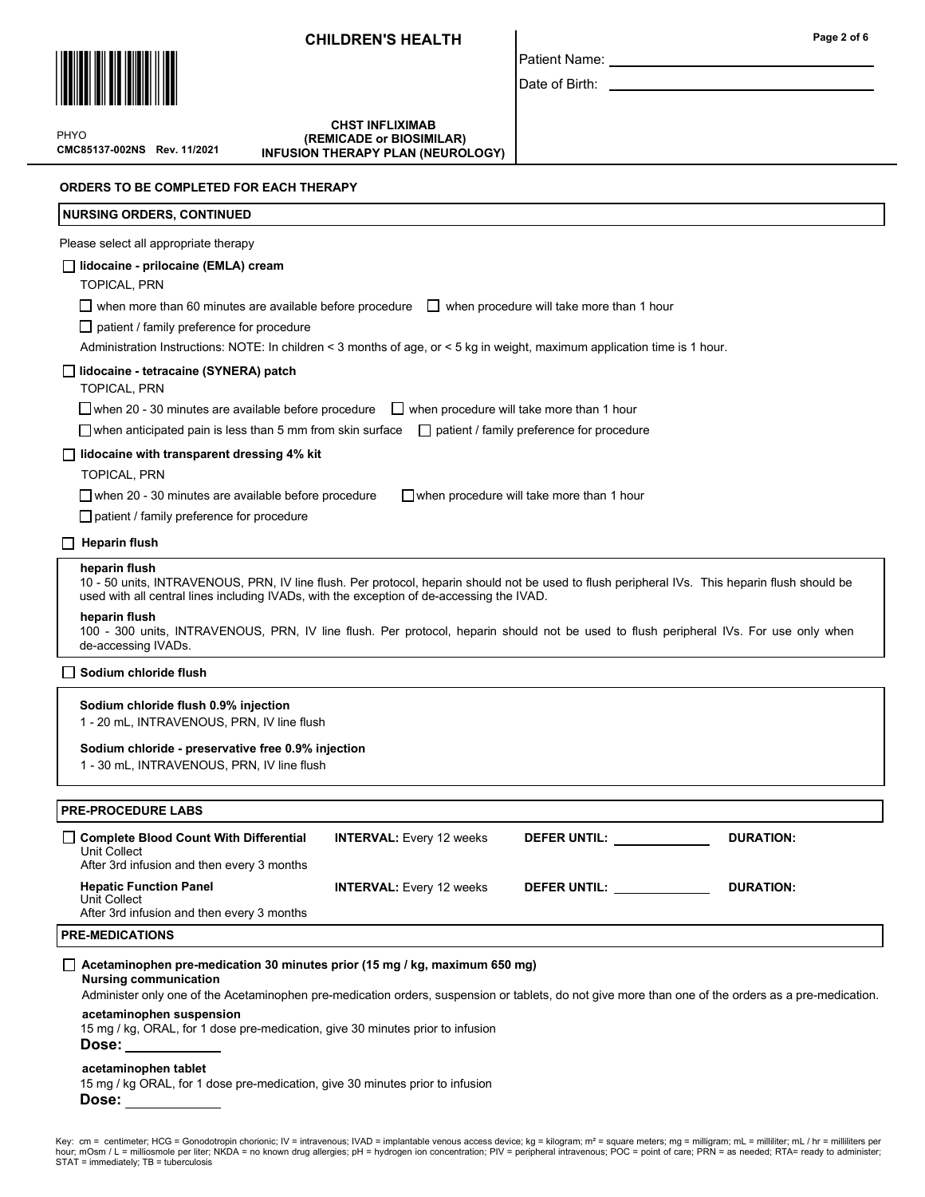# CHILDREN'S HEALTH

PHYO
**CMC85137-002NS Rev. 11/2021**

**CHST INFLIXIMAB (REMICADE or BIOSIMILAR) INFUSION THERAPY PLAN (NEUROLOGY)**

Patient Name: ______________________

Date of Birth: ______________________

**ORDERS TO BE COMPLETED FOR EACH THERAPY**

## NURSING ORDERS, CONTINUED

Please select all appropriate therapy

☐ **lidocaine - prilocaine (EMLA) cream**
TOPICAL, PRN
☐ when more than 60 minutes are available before procedure ☐ when procedure will take more than 1 hour
☐ patient / family preference for procedure
Administration Instructions: NOTE: In children < 3 months of age, or < 5 kg in weight, maximum application time is 1 hour.

☐ **lidocaine - tetracaine (SYNERA) patch**
TOPICAL, PRN
☐ when 20 - 30 minutes are available before procedure ☐ when procedure will take more than 1 hour
☐ when anticipated pain is less than 5 mm from skin surface ☐ patient / family preference for procedure

☐ **lidocaine with transparent dressing 4% kit**
TOPICAL, PRN
☐ when 20 - 30 minutes are available before procedure ☐ when procedure will take more than 1 hour
☐ patient / family preference for procedure

☐ **Heparin flush**

**heparin flush**
10 - 50 units, INTRAVENOUS, PRN, IV line flush. Per protocol, heparin should not be used to flush peripheral IVs. This heparin flush should be used with all central lines including IVADs, with the exception of de-accessing the IVAD.

**heparin flush**
100 - 300 units, INTRAVENOUS, PRN, IV line flush. Per protocol, heparin should not be used to flush peripheral IVs. For use only when de-accessing IVADs.

☐ **Sodium chloride flush**

**Sodium chloride flush 0.9% injection**
1 - 20 mL, INTRAVENOUS, PRN, IV line flush

**Sodium chloride - preservative free 0.9% injection**
1 - 30 mL, INTRAVENOUS, PRN, IV line flush

## PRE-PROCEDURE LABS

| | | | |
|---|---|---|---|
| ☐ **Complete Blood Count With Differential**<br>Unit Collect<br>After 3rd infusion and then every 3 months | **INTERVAL:** Every 12 weeks | **DEFER UNTIL:** ________ | **DURATION:** |
| **Hepatic Function Panel**<br>Unit Collect<br>After 3rd infusion and then every 3 months | **INTERVAL:** Every 12 weeks | **DEFER UNTIL:** ________ | **DURATION:** |

## PRE-MEDICATIONS

☐ **Acetaminophen pre-medication 30 minutes prior (15 mg / kg, maximum 650 mg)**
**Nursing communication**
Administer only one of the Acetaminophen pre-medication orders, suspension or tablets, do not give more than one of the orders as a pre-medication.

**acetaminophen suspension**
15 mg / kg, ORAL, for 1 dose pre-medication, give 30 minutes prior to infusion
**Dose:** ________

**acetaminophen tablet**
15 mg / kg ORAL, for 1 dose pre-medication, give 30 minutes prior to infusion
**Dose:** ________

Key: cm = centimeter; HCG = Gonodotropin chorionic; IV = intravenous; IVAD = implantable venous access device; kg = kilogram; m² = square meters; mg = milligram; mL = milliliter; mL / hr = milliliters per hour; mOsm / L = milliosmole per liter; NKDA = no known drug allergies; pH = hydrogen ion concentration; PIV = peripheral intravenous; POC = point of care; PRN = as needed; RTA= ready to administer; STAT = immediately; TB = tuberculosis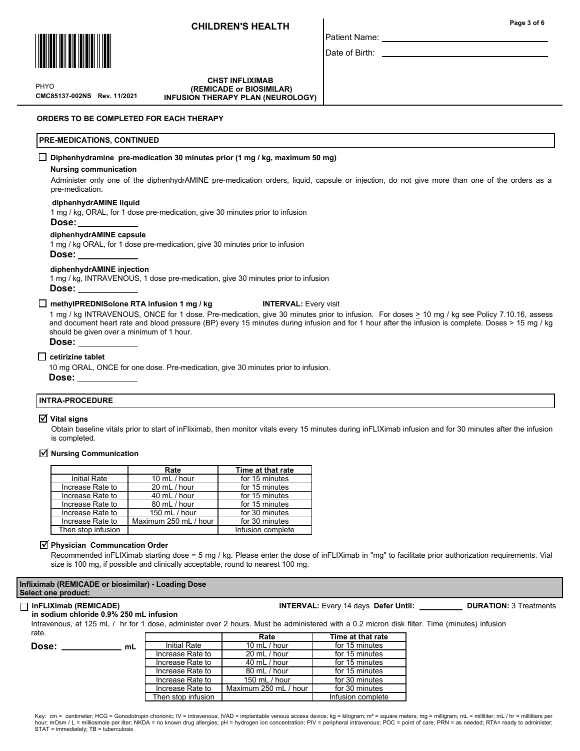**CHILDREN'S HEALTH**

Patient Name: \_\_\_\_\_\_\_\_\_\_\_\_\_\_\_\_\_\_\_\_

Date of Birth: \_\_\_\_\_\_\_\_\_\_\_\_\_\_\_\_\_\_\_\_

PHYO
CMC85137-002NS Rev. 11/2021

**CHST INFLIXIMAB (REMICADE or BIOSIMILAR) INFUSION THERAPY PLAN (NEUROLOGY)**

## ORDERS TO BE COMPLETED FOR EACH THERAPY

### PRE-MEDICATIONS, CONTINUED

☐ **Diphenhydramine pre-medication 30 minutes prior (1 mg / kg, maximum 50 mg)**

**Nursing communication**

Administer only one of the diphenhydrAMINE pre-medication orders, liquid, capsule or injection, do not give more than one of the orders as a pre-medication.

**diphenhydrAMINE liquid**

1 mg / kg, ORAL, for 1 dose pre-medication, give 30 minutes prior to infusion

**Dose:** \_\_\_\_\_\_\_\_\_\_

**diphenhydrAMINE capsule**

1 mg / kg ORAL, for 1 dose pre-medication, give 30 minutes prior to infusion

**Dose:** \_\_\_\_\_\_\_\_\_\_

**diphenhydrAMINE injection**

1 mg / kg, INTRAVENOUS, 1 dose pre-medication, give 30 minutes prior to infusion

**Dose:** \_\_\_\_\_\_\_\_\_\_

☐ **methylPREDNISolone RTA infusion 1 mg / kg** **INTERVAL:** Every visit

1 mg / kg INTRAVENOUS, ONCE for 1 dose. Pre-medication, give 30 minutes prior to infusion. For doses ≥ 10 mg / kg see Policy 7.10.16, assess and document heart rate and blood pressure (BP) every 15 minutes during infusion and for 1 hour after the infusion is complete. Doses > 15 mg / kg should be given over a minimum of 1 hour.

**Dose:** \_\_\_\_\_\_\_\_\_\_

☐ **cetirizine tablet**

10 mg ORAL, ONCE for one dose. Pre-medication, give 30 minutes prior to infusion.

**Dose:** \_\_\_\_\_\_\_\_\_\_

### INTRA-PROCEDURE

☑ **Vital signs**

Obtain baseline vitals prior to start of inFliximab, then monitor vitals every 15 minutes during inFLIXimab infusion and for 30 minutes after the infusion is completed.

☑ **Nursing Communication**

| | Rate | Time at that rate |
|---|---|---|
| Initial Rate | 10 mL / hour | for 15 minutes |
| Increase Rate to | 20 mL / hour | for 15 minutes |
| Increase Rate to | 40 mL / hour | for 15 minutes |
| Increase Rate to | 80 mL / hour | for 15 minutes |
| Increase Rate to | 150 mL / hour | for 30 minutes |
| Increase Rate to | Maximum 250 mL / hour | for 30 minutes |
| Then stop infusion | | Infusion complete |

☑ **Physician Communcation Order**

Recommended inFLIXimab starting dose = 5 mg / kg. Please enter the dose of inFLIXimab in "mg" to facilitate prior authorization requirements. Vial size is 100 mg, if possible and clinically acceptable, round to nearest 100 mg.

### Infliximab (REMICADE or biosimilar) - Loading Dose
**Select one product:**

☐ **inFLIXimab (REMICADE) in sodium chloride 0.9% 250 mL infusion** **INTERVAL:** Every 14 days **Defer Until:** \_\_\_\_\_\_\_\_ **DURATION:** 3 Treatments

Intravenous, at 125 mL / hr for 1 dose, administer over 2 hours. Must be administered with a 0.2 micron disk filter. Time (minutes) infusion rate.

**Dose:** \_\_\_\_\_\_\_\_\_\_ **mL**

| | Rate | Time at that rate |
|---|---|---|
| Initial Rate | 10 mL / hour | for 15 minutes |
| Increase Rate to | 20 mL / hour | for 15 minutes |
| Increase Rate to | 40 mL / hour | for 15 minutes |
| Increase Rate to | 80 mL / hour | for 15 minutes |
| Increase Rate to | 150 mL / hour | for 30 minutes |
| Increase Rate to | Maximum 250 mL / hour | for 30 minutes |
| Then stop infusion | | Infusion complete |

Key: cm = centimeter; HCG = Gonodotropin chorionic; IV = intravenous; IVAD = implantable venous access device; kg = kilogram; m² = square meters; mg = milligram; mL = milliliter; mL / hr = milliliters per hour; mOsm / L = milliosmole per liter; NKDA = no known drug allergies; pH = hydrogen ion concentration; PIV = peripheral intravenous; POC = point of care; PRN = as needed; RTA= ready to administer; STAT = immediately; TB = tuberculosis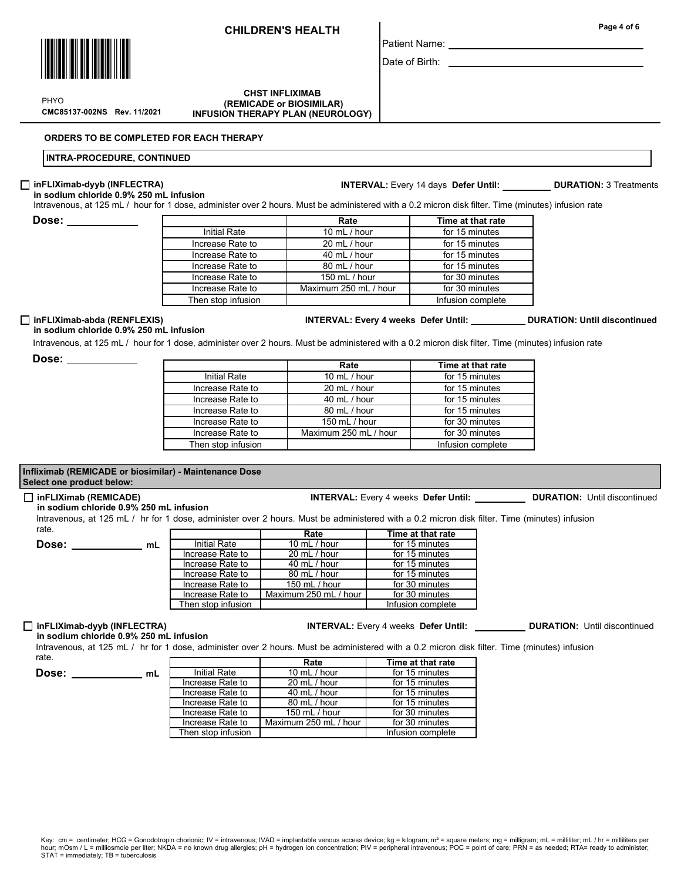**CHILDREN'S HEALTH**

Patient Name: ______________________

Date of Birth: ______________________

PHYO
**CMC85137-002NS Rev. 11/2021**

**CHST INFLIXIMAB (REMICADE or BIOSIMILAR) INFUSION THERAPY PLAN (NEUROLOGY)**

**ORDERS TO BE COMPLETED FOR EACH THERAPY**

**INTRA-PROCEDURE, CONTINUED**

☐ **inFLIXimab-dyyb (INFLECTRA) in sodium chloride 0.9% 250 mL infusion**  **INTERVAL:** Every 14 days **Defer Until:** ________ **DURATION:** 3 Treatments

Intravenous, at 125 mL / hour for 1 dose, administer over 2 hours. Must be administered with a 0.2 micron disk filter. Time (minutes) infusion rate

**Dose:** ____________

| | Rate | Time at that rate |
|---|---|---|
| Initial Rate | 10 mL / hour | for 15 minutes |
| Increase Rate to | 20 mL / hour | for 15 minutes |
| Increase Rate to | 40 mL / hour | for 15 minutes |
| Increase Rate to | 80 mL / hour | for 15 minutes |
| Increase Rate to | 150 mL / hour | for 30 minutes |
| Increase Rate to | Maximum 250 mL / hour | for 30 minutes |
| Then stop infusion | | Infusion complete |

☐ **inFLIXimab-abda (RENFLEXIS) in sodium chloride 0.9% 250 mL infusion**  **INTERVAL: Every 4 weeks Defer Until:** ________ **DURATION: Until discontinued**

Intravenous, at 125 mL / hour for 1 dose, administer over 2 hours. Must be administered with a 0.2 micron disk filter. Time (minutes) infusion rate

**Dose:** ____________

| | Rate | Time at that rate |
|---|---|---|
| Initial Rate | 10 mL / hour | for 15 minutes |
| Increase Rate to | 20 mL / hour | for 15 minutes |
| Increase Rate to | 40 mL / hour | for 15 minutes |
| Increase Rate to | 80 mL / hour | for 15 minutes |
| Increase Rate to | 150 mL / hour | for 30 minutes |
| Increase Rate to | Maximum 250 mL / hour | for 30 minutes |
| Then stop infusion | | Infusion complete |

**Infliximab (REMICADE or biosimilar) - Maintenance Dose**
**Select one product below:**

☐ **inFLIXimab (REMICADE) in sodium chloride 0.9% 250 mL infusion**  **INTERVAL:** Every 4 weeks **Defer Until:** ________ **DURATION:** Until discontinued

Intravenous, at 125 mL / hr for 1 dose, administer over 2 hours. Must be administered with a 0.2 micron disk filter. Time (minutes) infusion rate.

**Dose:** ____________ **mL**

| | Rate | Time at that rate |
|---|---|---|
| Initial Rate | 10 mL / hour | for 15 minutes |
| Increase Rate to | 20 mL / hour | for 15 minutes |
| Increase Rate to | 40 mL / hour | for 15 minutes |
| Increase Rate to | 80 mL / hour | for 15 minutes |
| Increase Rate to | 150 mL / hour | for 30 minutes |
| Increase Rate to | Maximum 250 mL / hour | for 30 minutes |
| Then stop infusion | | Infusion complete |

☐ **inFLIXimab-dyyb (INFLECTRA) in sodium chloride 0.9% 250 mL infusion**  **INTERVAL:** Every 4 weeks **Defer Until:** ________ **DURATION:** Until discontinued

Intravenous, at 125 mL / hr for 1 dose, administer over 2 hours. Must be administered with a 0.2 micron disk filter. Time (minutes) infusion rate.

**Dose:** ____________ **mL**

| | Rate | Time at that rate |
|---|---|---|
| Initial Rate | 10 mL / hour | for 15 minutes |
| Increase Rate to | 20 mL / hour | for 15 minutes |
| Increase Rate to | 40 mL / hour | for 15 minutes |
| Increase Rate to | 80 mL / hour | for 15 minutes |
| Increase Rate to | 150 mL / hour | for 30 minutes |
| Increase Rate to | Maximum 250 mL / hour | for 30 minutes |
| Then stop infusion | | Infusion complete |

Key: cm = centimeter; HCG = Gonodotropin chorionic; IV = intravenous; IVAD = implantable venous access device; kg = kilogram; m² = square meters; mg = milligram; mL = milliliter; mL / hr = milliliters per hour; mOsm / L = milliosmole per liter; NKDA = no known drug allergies; pH = hydrogen ion concentration; PIV = peripheral intravenous; POC = point of care; PRN = as needed; RTA= ready to administer; STAT = immediately; TB = tuberculosis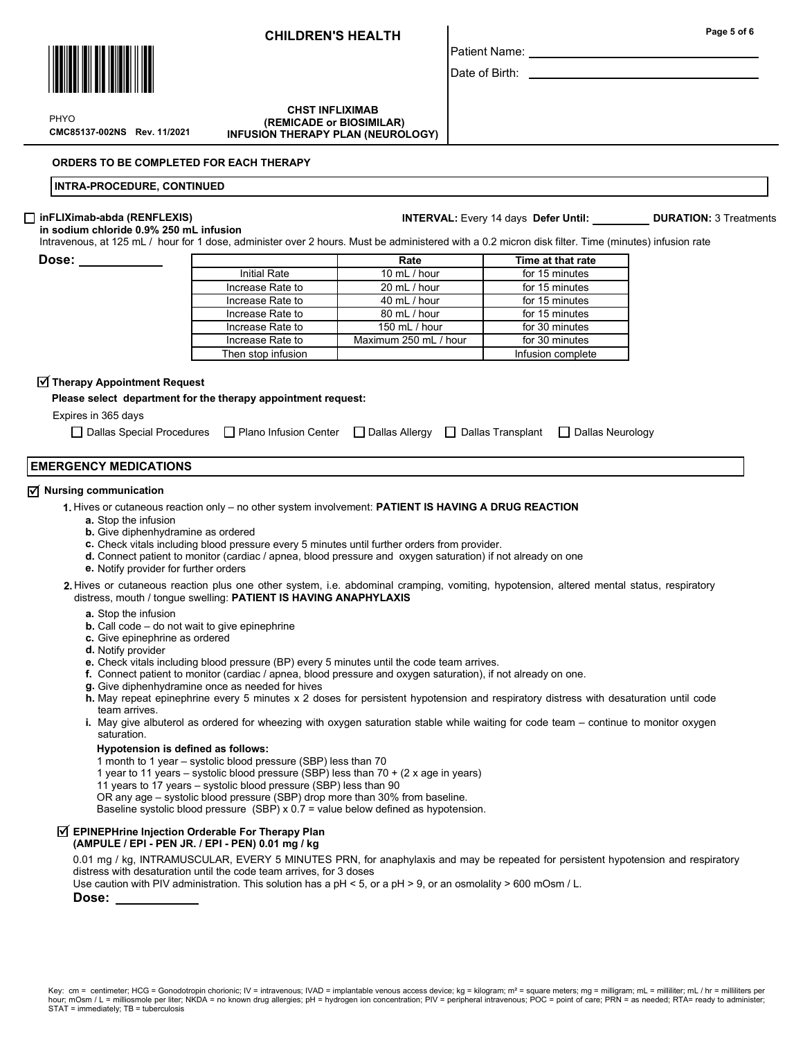# CHILDREN'S HEALTH

Patient Name: ______________________

Date of Birth: ______________________

PHYO
CMC85137-002NS Rev. 11/2021

**CHST INFLIXIMAB (REMICADE or BIOSIMILAR) INFUSION THERAPY PLAN (NEUROLOGY)**

**ORDERS TO BE COMPLETED FOR EACH THERAPY**

**INTRA-PROCEDURE, CONTINUED**

☐ **inFLIXimab-abda (RENFLEXIS) in sodium chloride 0.9% 250 mL infusion** **INTERVAL:** Every 14 days **Defer Until:** __________ **DURATION:** 3 Treatments

Intravenous, at 125 mL / hour for 1 dose, administer over 2 hours. Must be administered with a 0.2 micron disk filter. Time (minutes) infusion rate

**Dose:** ____________

| | Rate | Time at that rate |
|---|---|---|
| Initial Rate | 10 mL / hour | for 15 minutes |
| Increase Rate to | 20 mL / hour | for 15 minutes |
| Increase Rate to | 40 mL / hour | for 15 minutes |
| Increase Rate to | 80 mL / hour | for 15 minutes |
| Increase Rate to | 150 mL / hour | for 30 minutes |
| Increase Rate to | Maximum 250 mL / hour | for 30 minutes |
| Then stop infusion | | Infusion complete |

☑ **Therapy Appointment Request**

**Please select department for the therapy appointment request:**

Expires in 365 days

☐ Dallas Special Procedures ☐ Plano Infusion Center ☐ Dallas Allergy ☐ Dallas Transplant ☐ Dallas Neurology

## EMERGENCY MEDICATIONS

☑ **Nursing communication**

1. Hives or cutaneous reaction only – no other system involvement: **PATIENT IS HAVING A DRUG REACTION**
   - a. Stop the infusion
   - b. Give diphenhydramine as ordered
   - c. Check vitals including blood pressure every 5 minutes until further orders from provider.
   - d. Connect patient to monitor (cardiac / apnea, blood pressure and oxygen saturation) if not already on one
   - e. Notify provider for further orders
2. Hives or cutaneous reaction plus one other system, i.e. abdominal cramping, vomiting, hypotension, altered mental status, respiratory distress, mouth / tongue swelling: **PATIENT IS HAVING ANAPHYLAXIS**
   - a. Stop the infusion
   - b. Call code – do not wait to give epinephrine
   - c. Give epinephrine as ordered
   - d. Notify provider
   - e. Check vitals including blood pressure (BP) every 5 minutes until the code team arrives.
   - f. Connect patient to monitor (cardiac / apnea, blood pressure and oxygen saturation), if not already on one.
   - g. Give diphenhydramine once as needed for hives
   - h. May repeat epinephrine every 5 minutes x 2 doses for persistent hypotension and respiratory distress with desaturation until code team arrives.
   - i. May give albuterol as ordered for wheezing with oxygen saturation stable while waiting for code team – continue to monitor oxygen saturation.

   **Hypotension is defined as follows:**

   1 month to 1 year – systolic blood pressure (SBP) less than 70
   1 year to 11 years – systolic blood pressure (SBP) less than 70 + (2 x age in years)
   11 years to 17 years – systolic blood pressure (SBP) less than 90
   OR any age – systolic blood pressure (SBP) drop more than 30% from baseline.
   Baseline systolic blood pressure (SBP) x 0.7 = value below defined as hypotension.

☑ **EPINEPHrine Injection Orderable For Therapy Plan (AMPULE / EPI - PEN JR. / EPI - PEN) 0.01 mg / kg**

0.01 mg / kg, INTRAMUSCULAR, EVERY 5 MINUTES PRN, for anaphylaxis and may be repeated for persistent hypotension and respiratory distress with desaturation until the code team arrives, for 3 doses
Use caution with PIV administration. This solution has a pH < 5, or a pH > 9, or an osmolality > 600 mOsm / L.

**Dose:** ____________

Key: cm = centimeter; HCG = Gonodotropin chorionic; IV = intravenous; IVAD = implantable venous access device; kg = kilogram; m² = square meters; mg = milligram; mL = milliliter; mL / hr = milliliters per hour; mOsm / L = milliosmole per liter; NKDA = no known drug allergies; pH = hydrogen ion concentration; PIV = peripheral intravenous; POC = point of care; PRN = as needed; RTA= ready to administer; STAT = immediately; TB = tuberculosis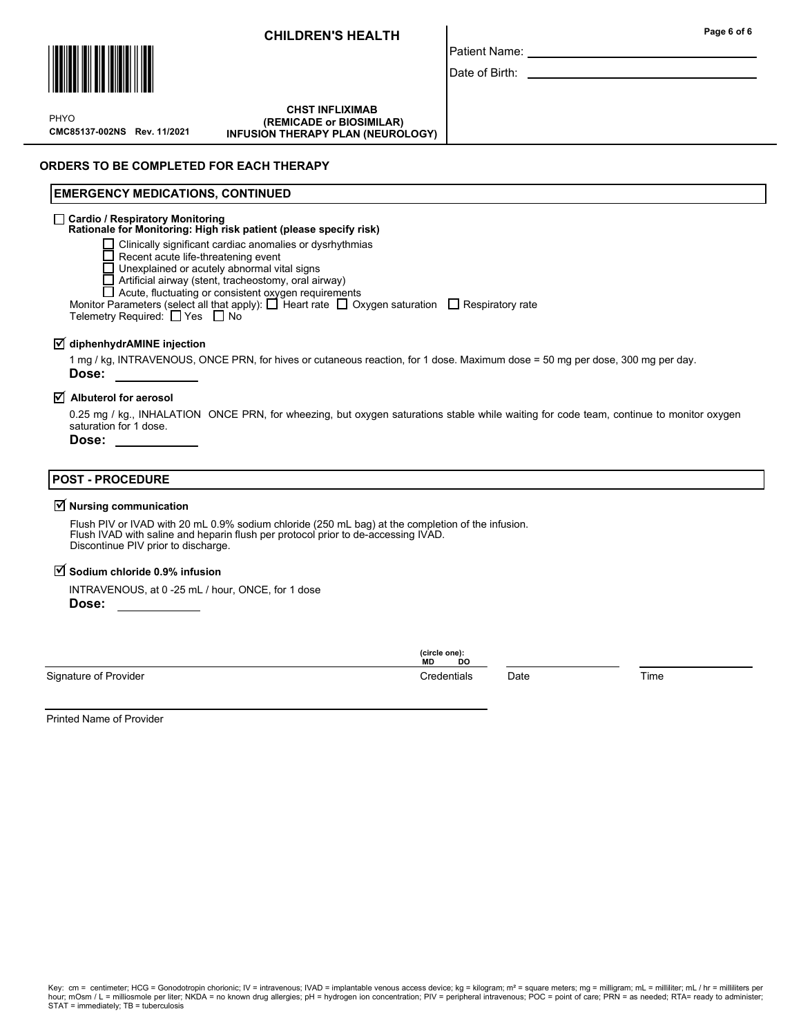# ORDERS TO BE COMPLETED FOR EACH THERAPY

## EMERGENCY MEDICATIONS, CONTINUED

☐ **Cardio / Respiratory Monitoring**
**Rationale for Monitoring: High risk patient (please specify risk)**

- ☐ Clinically significant cardiac anomalies or dysrhythmias
- ☐ Recent acute life-threatening event
- ☐ Unexplained or acutely abnormal vital signs
- ☐ Artificial airway (stent, tracheostomy, oral airway)
- ☐ Acute, fluctuating or consistent oxygen requirements

Monitor Parameters (select all that apply): ☐ Heart rate ☐ Oxygen saturation ☐ Respiratory rate
Telemetry Required: ☐ Yes ☐ No

☑ **diphenhydrAMINE injection**

1 mg / kg, INTRAVENOUS, ONCE PRN, for hives or cutaneous reaction, for 1 dose. Maximum dose = 50 mg per dose, 300 mg per day.
**Dose:** ____________

☑ **Albuterol for aerosol**

0.25 mg / kg., INHALATION ONCE PRN, for wheezing, but oxygen saturations stable while waiting for code team, continue to monitor oxygen saturation for 1 dose.
**Dose:** ____________

## POST - PROCEDURE

☑ **Nursing communication**

Flush PIV or IVAD with 20 mL 0.9% sodium chloride (250 mL bag) at the completion of the infusion.
Flush IVAD with saline and heparin flush per protocol prior to de-accessing IVAD.
Discontinue PIV prior to discharge.

☑ **Sodium chloride 0.9% infusion**

INTRAVENOUS, at 0 -25 mL / hour, ONCE, for 1 dose
**Dose:** ____________

Signature of Provider ____________ Credentials (circle one): MD DO ____________ Date ____________ Time ____________

Printed Name of Provider ____________

Key: cm = centimeter; HCG = Gonodotropin chorionic; IV = intravenous; IVAD = implantable venous access device; kg = kilogram; m² = square meters; mg = milligram; mL = milliliter; mL / hr = milliliters per hour; mOsm / L = milliosmole per liter; NKDA = no known drug allergies; pH = hydrogen ion concentration; PIV = peripheral intravenous; POC = point of care; PRN = as needed; RTA= ready to administer; STAT = immediately; TB = tuberculosis